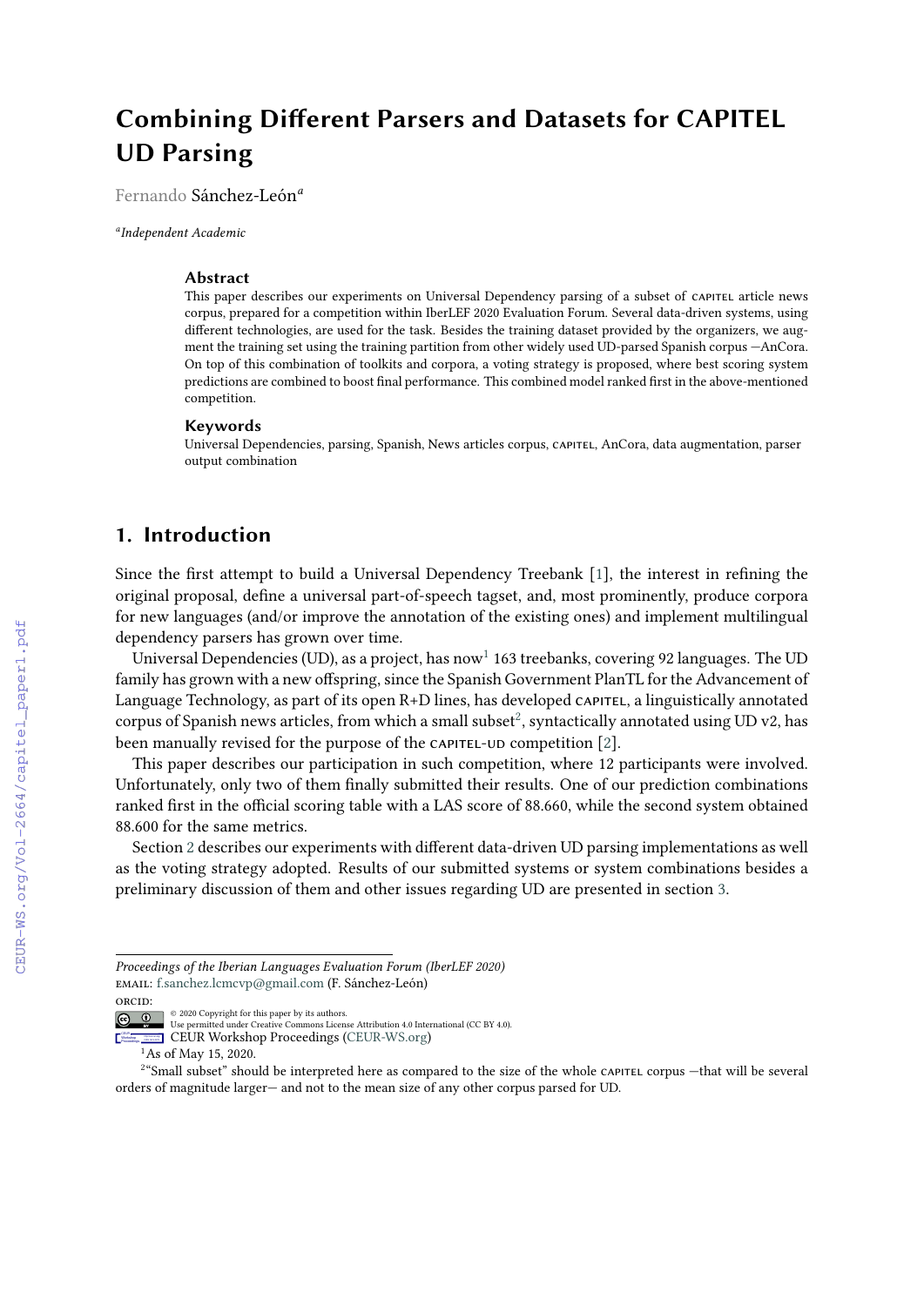# Combining Different Parsers and Datasets for CAPITEL UD Parsing

Fernando Sánchez-León[a]

[a]*Independent Academic*

### Abstract

This paper describes our experiments on Universal Dependency parsing of a subset of CAPITEL article news corpus, prepared for a competition within IberLEF 2020 Evaluation Forum. Several data-driven systems, using different technologies, are used for the task. Besides the training dataset provided by the organizers, we augment the training set using the training partition from other widely used UD-parsed Spanish corpus —AnCora. On top of this combination of toolkits and corpora, a voting strategy is proposed, where best scoring system predictions are combined to boost final performance. This combined model ranked first in the above-mentioned competition.

### Keywords

Universal Dependencies, parsing, Spanish, News articles corpus, CAPITEL, AnCora, data augmentation, parser output combination

## 1. Introduction

Since the first attempt to build a Universal Dependency Treebank [1], the interest in refining the original proposal, define a universal part-of-speech tagset, and, most prominently, produce corpora for new languages (and/or improve the annotation of the existing ones) and implement multilingual dependency parsers has grown over time.

Universal Dependencies (UD), as a project, has now[1] 163 treebanks, covering 92 languages. The UD family has grown with a new offspring, since the Spanish Government PlanTL for the Advancement of Language Technology, as part of its open R+D lines, has developed CAPITEL, a linguistically annotated corpus of Spanish news articles, from which a small subset[2], syntactically annotated using UD v2, has been manually revised for the purpose of the CAPITEL-UD competition [2].

This paper describes our participation in such competition, where 12 participants were involved. Unfortunately, only two of them finally submitted their results. One of our prediction combinations ranked first in the official scoring table with a LAS score of 88.660, while the second system obtained 88.600 for the same metrics.

Section 2 describes our experiments with different data-driven UD parsing implementations as well as the voting strategy adopted. Results of our submitted systems or system combinations besides a preliminary discussion of them and other issues regarding UD are presented in section 3.

---

*Proceedings of the Iberian Languages Evaluation Forum (IberLEF 2020)*
EMAIL: f.sanchez.lcmcvp@gmail.com (F. Sánchez-León)
ORCID:
© 2020 Copyright for this paper by its authors.
Use permitted under Creative Commons License Attribution 4.0 International (CC BY 4.0).
CEUR Workshop Proceedings (CEUR-WS.org)

[1] As of May 15, 2020.

[2] "Small subset" should be interpreted here as compared to the size of the whole CAPITEL corpus —that will be several orders of magnitude larger— and not to the mean size of any other corpus parsed for UD.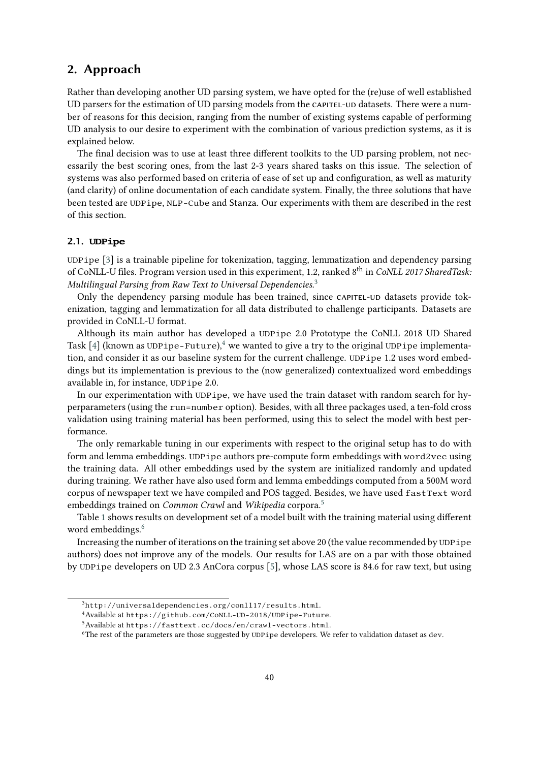## 2. Approach

Rather than developing another UD parsing system, we have opted for the (re)use of well established UD parsers for the estimation of UD parsing models from the CAPITEL-UD datasets. There were a number of reasons for this decision, ranging from the number of existing systems capable of performing UD analysis to our desire to experiment with the combination of various prediction systems, as it is explained below.

The final decision was to use at least three different toolkits to the UD parsing problem, not necessarily the best scoring ones, from the last 2-3 years shared tasks on this issue. The selection of systems was also performed based on criteria of ease of set up and configuration, as well as maturity (and clarity) of online documentation of each candidate system. Finally, the three solutions that have been tested are UDPipe, NLP-Cube and Stanza. Our experiments with them are described in the rest of this section.

### 2.1. UDPipe

UDPipe [3] is a trainable pipeline for tokenization, tagging, lemmatization and dependency parsing of CoNLL-U files. Program version used in this experiment, 1.2, ranked 8th in *CoNLL 2017 SharedTask: Multilingual Parsing from Raw Text to Universal Dependencies*.[3]

Only the dependency parsing module has been trained, since CAPITEL-UD datasets provide tokenization, tagging and lemmatization for all data distributed to challenge participants. Datasets are provided in CoNLL-U format.

Although its main author has developed a UDPipe 2.0 Prototype the CoNLL 2018 UD Shared Task [4] (known as UDPipe-Future),[4] we wanted to give a try to the original UDPipe implementation, and consider it as our baseline system for the current challenge. UDPipe 1.2 uses word embeddings but its implementation is previous to the (now generalized) contextualized word embeddings available in, for instance, UDPipe 2.0.

In our experimentation with UDPipe, we have used the train dataset with random search for hyperparameters (using the run=number option). Besides, with all three packages used, a ten-fold cross validation using training material has been performed, using this to select the model with best performance.

The only remarkable tuning in our experiments with respect to the original setup has to do with form and lemma embeddings. UDPipe authors pre-compute form embeddings with word2vec using the training data. All other embeddings used by the system are initialized randomly and updated during training. We rather have also used form and lemma embeddings computed from a 500M word corpus of newspaper text we have compiled and POS tagged. Besides, we have used fastText word embeddings trained on *Common Crawl* and *Wikipedia* corpora.[5]

Table 1 shows results on development set of a model built with the training material using different word embeddings.[6]

Increasing the number of iterations on the training set above 20 (the value recommended by UDPipe authors) does not improve any of the models. Our results for LAS are on a par with those obtained by UDPipe developers on UD 2.3 AnCora corpus [5], whose LAS score is 84.6 for raw text, but using

---

[3] http://universaldependencies.org/conll17/results.html.

[4] Available at https://github.com/CoNLL-UD-2018/UDPipe-Future.

[5] Available at https://fasttext.cc/docs/en/crawl-vectors.html.

[6] The rest of the parameters are those suggested by UDPipe developers. We refer to validation dataset as dev.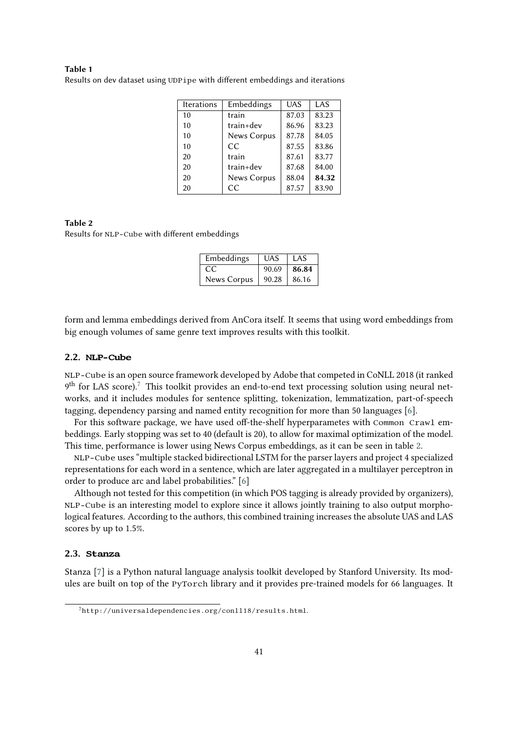**Table 1**
Results on dev dataset using UDPipe with different embeddings and iterations

| Iterations | Embeddings | UAS | LAS |
|---|---|---|---|
| 10 | train | 87.03 | 83.23 |
| 10 | train+dev | 86.96 | 83.23 |
| 10 | News Corpus | 87.78 | 84.05 |
| 10 | CC | 87.55 | 83.86 |
| 20 | train | 87.61 | 83.77 |
| 20 | train+dev | 87.68 | 84.00 |
| 20 | News Corpus | 88.04 | **84.32** |
| 20 | CC | 87.57 | 83.90 |

**Table 2**
Results for NLP-Cube with different embeddings

| Embeddings | UAS | LAS |
|---|---|---|
| CC | 90.69 | **86.84** |
| News Corpus | 90.28 | 86.16 |

form and lemma embeddings derived from AnCora itself. It seems that using word embeddings from big enough volumes of same genre text improves results with this toolkit.

### 2.2. NLP-Cube

NLP-Cube is an open source framework developed by Adobe that competed in CoNLL 2018 (it ranked 9th for LAS score).[7] This toolkit provides an end-to-end text processing solution using neural networks, and it includes modules for sentence splitting, tokenization, lemmatization, part-of-speech tagging, dependency parsing and named entity recognition for more than 50 languages [6].

For this software package, we have used off-the-shelf hyperparametes with Common Crawl embeddings. Early stopping was set to 40 (default is 20), to allow for maximal optimization of the model. This time, performance is lower using News Corpus embeddings, as it can be seen in table 2.

NLP-Cube uses "multiple stacked bidirectional LSTM for the parser layers and project 4 specialized representations for each word in a sentence, which are later aggregated in a multilayer perceptron in order to produce arc and label probabilities." [6]

Although not tested for this competition (in which POS tagging is already provided by organizers), NLP-Cube is an interesting model to explore since it allows jointly training to also output morphological features. According to the authors, this combined training increases the absolute UAS and LAS scores by up to 1.5%.

### 2.3. Stanza

Stanza [7] is a Python natural language analysis toolkit developed by Stanford University. Its modules are built on top of the PyTorch library and it provides pre-trained models for 66 languages. It

[7] http://universaldependencies.org/conll18/results.html.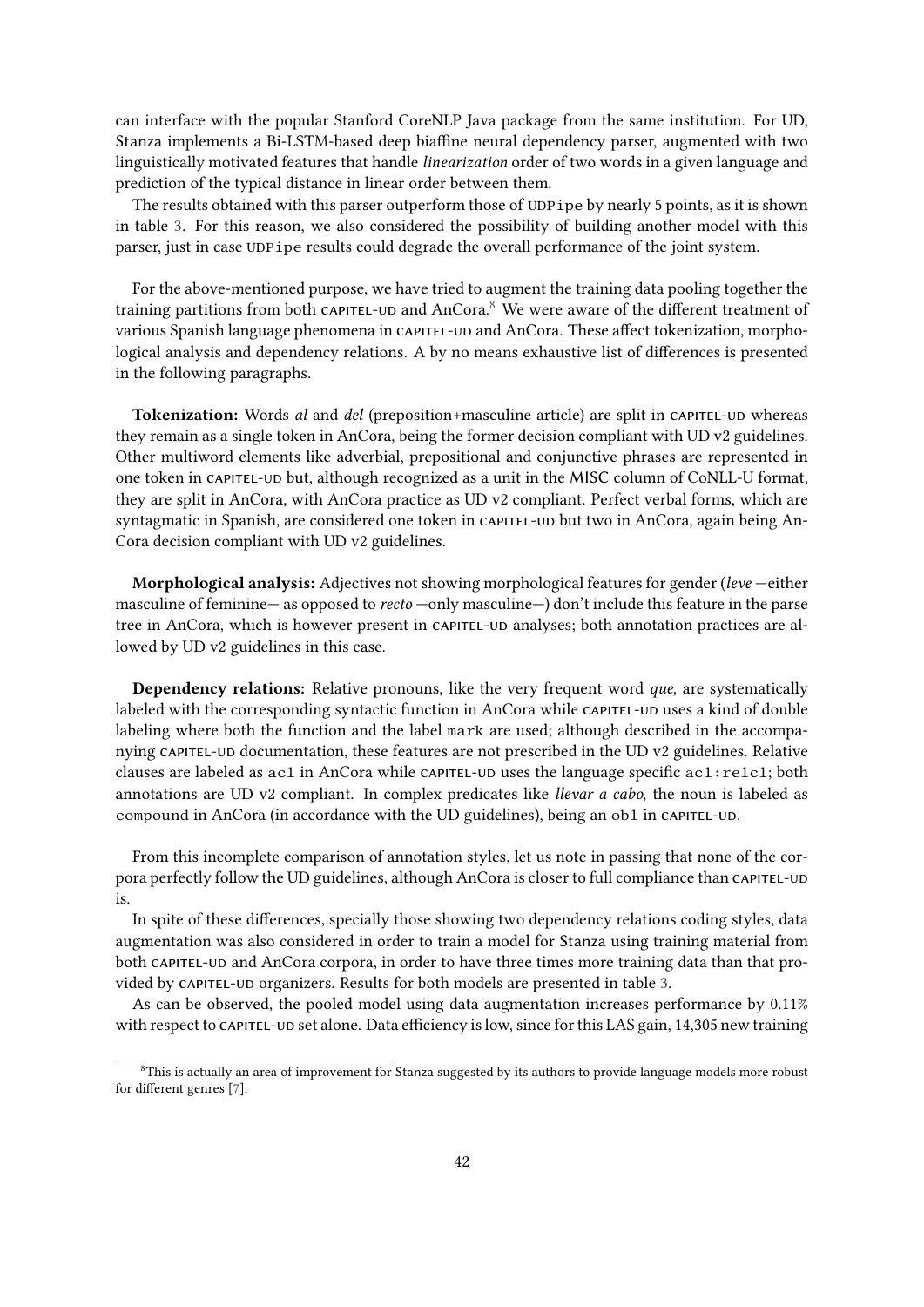can interface with the popular Stanford CoreNLP Java package from the same institution. For UD, Stanza implements a Bi-LSTM-based deep biaffine neural dependency parser, augmented with two linguistically motivated features that handle *linearization* order of two words in a given language and prediction of the typical distance in linear order between them.

The results obtained with this parser outperform those of UDPipe by nearly 5 points, as it is shown in table 3. For this reason, we also considered the possibility of building another model with this parser, just in case UDPipe results could degrade the overall performance of the joint system.

For the above-mentioned purpose, we have tried to augment the training data pooling together the training partitions from both CAPITEL-UD and AnCora.[8] We were aware of the different treatment of various Spanish language phenomena in CAPITEL-UD and AnCora. These affect tokenization, morphological analysis and dependency relations. A by no means exhaustive list of differences is presented in the following paragraphs.

**Tokenization:** Words *al* and *del* (preposition+masculine article) are split in CAPITEL-UD whereas they remain as a single token in AnCora, being the former decision compliant with UD v2 guidelines. Other multiword elements like adverbial, prepositional and conjunctive phrases are represented in one token in CAPITEL-UD but, although recognized as a unit in the MISC column of CoNLL-U format, they are split in AnCora, with AnCora practice as UD v2 compliant. Perfect verbal forms, which are syntagmatic in Spanish, are considered one token in CAPITEL-UD but two in AnCora, again being AnCora decision compliant with UD v2 guidelines.

**Morphological analysis:** Adjectives not showing morphological features for gender (*leve* —either masculine of feminine— as opposed to *recto* —only masculine—) don't include this feature in the parse tree in AnCora, which is however present in CAPITEL-UD analyses; both annotation practices are allowed by UD v2 guidelines in this case.

**Dependency relations:** Relative pronouns, like the very frequent word *que*, are systematically labeled with the corresponding syntactic function in AnCora while CAPITEL-UD uses a kind of double labeling where both the function and the label `mark` are used; although described in the accompanying CAPITEL-UD documentation, these features are not prescribed in the UD v2 guidelines. Relative clauses are labeled as `acl` in AnCora while CAPITEL-UD uses the language specific `acl:relcl`; both annotations are UD v2 compliant. In complex predicates like *llevar a cabo*, the noun is labeled as `compound` in AnCora (in accordance with the UD guidelines), being an `obl` in CAPITEL-UD.

From this incomplete comparison of annotation styles, let us note in passing that none of the corpora perfectly follow the UD guidelines, although AnCora is closer to full compliance than CAPITEL-UD is.

In spite of these differences, specially those showing two dependency relations coding styles, data augmentation was also considered in order to train a model for Stanza using training material from both CAPITEL-UD and AnCora corpora, in order to have three times more training data than that provided by CAPITEL-UD organizers. Results for both models are presented in table 3.

As can be observed, the pooled model using data augmentation increases performance by 0.11% with respect to CAPITEL-UD set alone. Data efficiency is low, since for this LAS gain, 14,305 new training

[8] This is actually an area of improvement for Stanza suggested by its authors to provide language models more robust for different genres [7].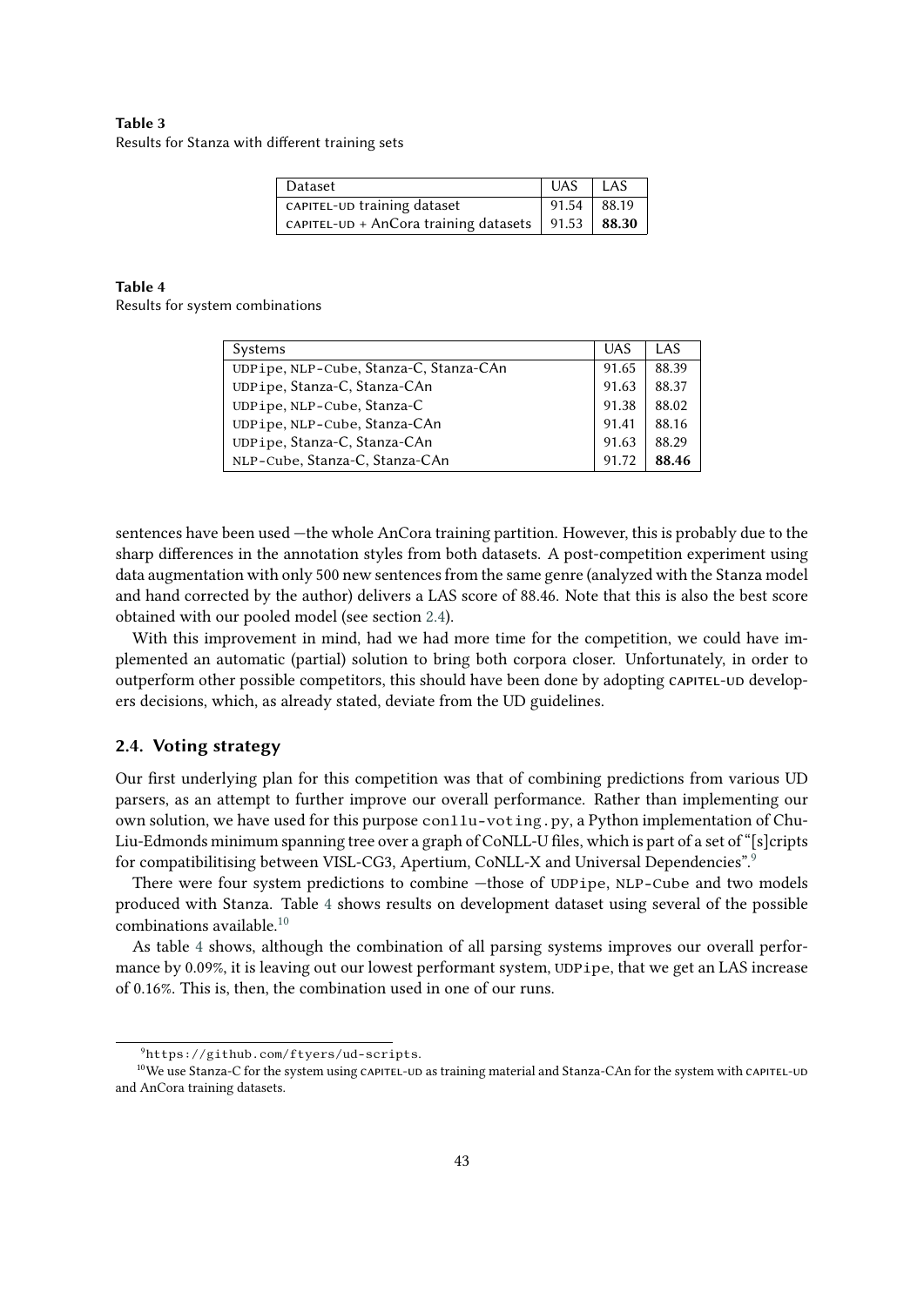**Table 3**
Results for Stanza with different training sets

| Dataset | UAS | LAS |
|---|---|---|
| CAPITEL-UD training dataset | 91.54 | 88.19 |
| CAPITEL-UD + AnCora training datasets | 91.53 | **88.30** |

**Table 4**
Results for system combinations

| Systems | UAS | LAS |
|---|---|---|
| UDPipe, NLP-Cube, Stanza-C, Stanza-CAn | 91.65 | 88.39 |
| UDPipe, Stanza-C, Stanza-CAn | 91.63 | 88.37 |
| UDPipe, NLP-Cube, Stanza-C | 91.38 | 88.02 |
| UDPipe, NLP-Cube, Stanza-CAn | 91.41 | 88.16 |
| UDPipe, Stanza-C, Stanza-CAn | 91.63 | 88.29 |
| NLP-Cube, Stanza-C, Stanza-CAn | 91.72 | **88.46** |

sentences have been used —the whole AnCora training partition. However, this is probably due to the sharp differences in the annotation styles from both datasets. A post-competition experiment using data augmentation with only 500 new sentences from the same genre (analyzed with the Stanza model and hand corrected by the author) delivers a LAS score of 88.46. Note that this is also the best score obtained with our pooled model (see section 2.4).

With this improvement in mind, had we had more time for the competition, we could have implemented an automatic (partial) solution to bring both corpora closer. Unfortunately, in order to outperform other possible competitors, this should have been done by adopting CAPITEL-UD developers decisions, which, as already stated, deviate from the UD guidelines.

## 2.4. Voting strategy

Our first underlying plan for this competition was that of combining predictions from various UD parsers, as an attempt to further improve our overall performance. Rather than implementing our own solution, we have used for this purpose `conllu-voting.py`, a Python implementation of Chu-Liu-Edmonds minimum spanning tree over a graph of CoNLL-U files, which is part of a set of "[s]cripts for compatibilitising between VISL-CG3, Apertium, CoNLL-X and Universal Dependencies".[9]

There were four system predictions to combine —those of UDPipe, NLP-Cube and two models produced with Stanza. Table 4 shows results on development dataset using several of the possible combinations available.[10]

As table 4 shows, although the combination of all parsing systems improves our overall performance by 0.09%, it is leaving out our lowest performant system, UDPipe, that we get an LAS increase of 0.16%. This is, then, the combination used in one of our runs.

[9] https://github.com/ftyers/ud-scripts.

[10] We use Stanza-C for the system using CAPITEL-UD as training material and Stanza-CAn for the system with CAPITEL-UD and AnCora training datasets.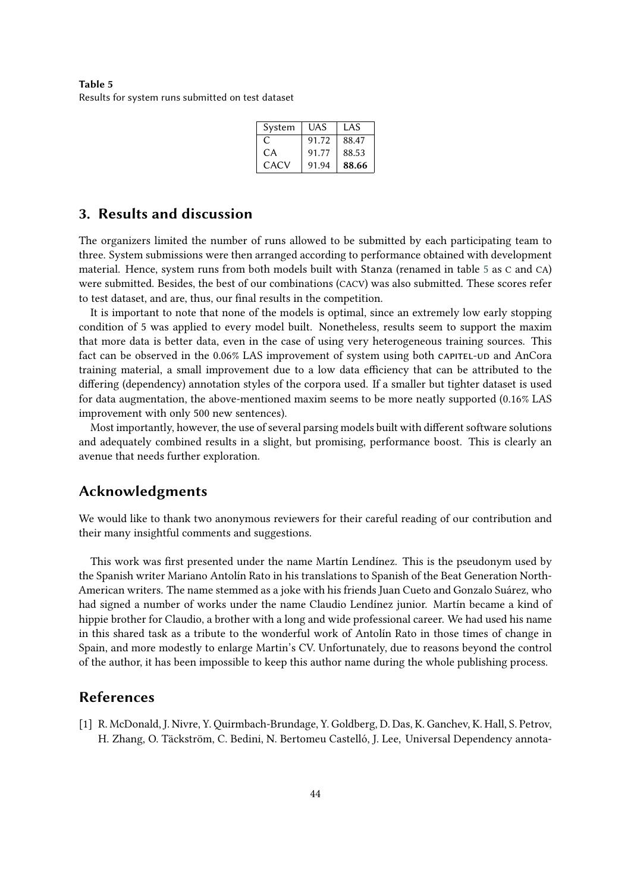**Table 5**
Results for system runs submitted on test dataset

| System | UAS | LAS |
|---|---|---|
| C | 91.72 | 88.47 |
| CA | 91.77 | 88.53 |
| CACV | 91.94 | **88.66** |

## 3. Results and discussion

The organizers limited the number of runs allowed to be submitted by each participating team to three. System submissions were then arranged according to performance obtained with development material. Hence, system runs from both models built with Stanza (renamed in table 5 as C and CA) were submitted. Besides, the best of our combinations (CACV) was also submitted. These scores refer to test dataset, and are, thus, our final results in the competition.

It is important to note that none of the models is optimal, since an extremely low early stopping condition of 5 was applied to every model built. Nonetheless, results seem to support the maxim that more data is better data, even in the case of using very heterogeneous training sources. This fact can be observed in the 0.06% LAS improvement of system using both CAPITEL-UD and AnCora training material, a small improvement due to a low data efficiency that can be attributed to the differing (dependency) annotation styles of the corpora used. If a smaller but tighter dataset is used for data augmentation, the above-mentioned maxim seems to be more neatly supported (0.16% LAS improvement with only 500 new sentences).

Most importantly, however, the use of several parsing models built with different software solutions and adequately combined results in a slight, but promising, performance boost. This is clearly an avenue that needs further exploration.

## Acknowledgments

We would like to thank two anonymous reviewers for their careful reading of our contribution and their many insightful comments and suggestions.

This work was first presented under the name Martín Lendínez. This is the pseudonym used by the Spanish writer Mariano Antolín Rato in his translations to Spanish of the Beat Generation North-American writers. The name stemmed as a joke with his friends Juan Cueto and Gonzalo Suárez, who had signed a number of works under the name Claudio Lendínez junior. Martín became a kind of hippie brother for Claudio, a brother with a long and wide professional career. We had used his name in this shared task as a tribute to the wonderful work of Antolín Rato in those times of change in Spain, and more modestly to enlarge Martin's CV. Unfortunately, due to reasons beyond the control of the author, it has been impossible to keep this author name during the whole publishing process.

## References

[1] R. McDonald, J. Nivre, Y. Quirmbach-Brundage, Y. Goldberg, D. Das, K. Ganchev, K. Hall, S. Petrov, H. Zhang, O. Täckström, C. Bedini, N. Bertomeu Castelló, J. Lee, Universal Dependency annota-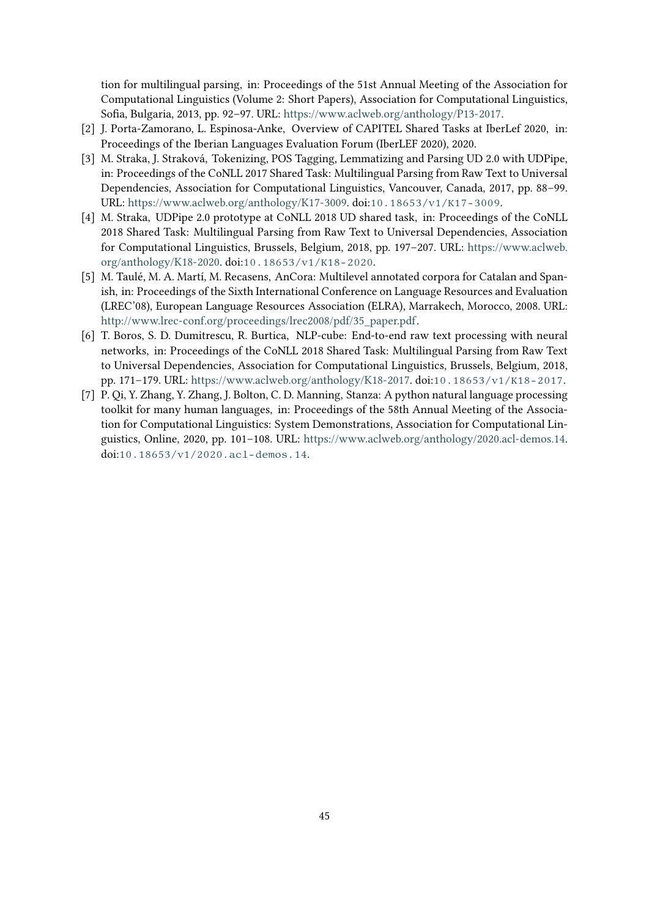tion for multilingual parsing, in: Proceedings of the 51st Annual Meeting of the Association for Computational Linguistics (Volume 2: Short Papers), Association for Computational Linguistics, Sofia, Bulgaria, 2013, pp. 92–97. URL: https://www.aclweb.org/anthology/P13-2017.

[2] J. Porta-Zamorano, L. Espinosa-Anke, Overview of CAPITEL Shared Tasks at IberLef 2020, in: Proceedings of the Iberian Languages Evaluation Forum (IberLEF 2020), 2020.

[3] M. Straka, J. Straková, Tokenizing, POS Tagging, Lemmatizing and Parsing UD 2.0 with UDPipe, in: Proceedings of the CoNLL 2017 Shared Task: Multilingual Parsing from Raw Text to Universal Dependencies, Association for Computational Linguistics, Vancouver, Canada, 2017, pp. 88–99. URL: https://www.aclweb.org/anthology/K17-3009. doi:10.18653/v1/K17-3009.

[4] M. Straka, UDPipe 2.0 prototype at CoNLL 2018 UD shared task, in: Proceedings of the CoNLL 2018 Shared Task: Multilingual Parsing from Raw Text to Universal Dependencies, Association for Computational Linguistics, Brussels, Belgium, 2018, pp. 197–207. URL: https://www.aclweb.org/anthology/K18-2020. doi:10.18653/v1/K18-2020.

[5] M. Taulé, M. A. Martí, M. Recasens, AnCora: Multilevel annotated corpora for Catalan and Spanish, in: Proceedings of the Sixth International Conference on Language Resources and Evaluation (LREC'08), European Language Resources Association (ELRA), Marrakech, Morocco, 2008. URL: http://www.lrec-conf.org/proceedings/lrec2008/pdf/35_paper.pdf.

[6] T. Boros, S. D. Dumitrescu, R. Burtica, NLP-cube: End-to-end raw text processing with neural networks, in: Proceedings of the CoNLL 2018 Shared Task: Multilingual Parsing from Raw Text to Universal Dependencies, Association for Computational Linguistics, Brussels, Belgium, 2018, pp. 171–179. URL: https://www.aclweb.org/anthology/K18-2017. doi:10.18653/v1/K18-2017.

[7] P. Qi, Y. Zhang, Y. Zhang, J. Bolton, C. D. Manning, Stanza: A python natural language processing toolkit for many human languages, in: Proceedings of the 58th Annual Meeting of the Association for Computational Linguistics: System Demonstrations, Association for Computational Linguistics, Online, 2020, pp. 101–108. URL: https://www.aclweb.org/anthology/2020.acl-demos.14. doi:10.18653/v1/2020.acl-demos.14.